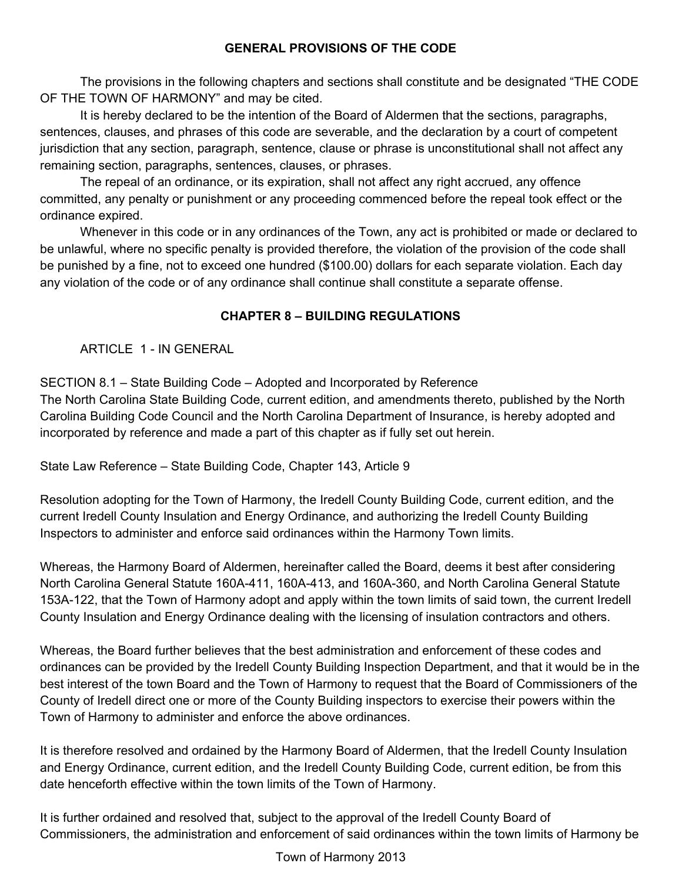# GENERAL PROVISIONS OF THE CODE

The provisions in the following chapters and sections shall constitute and be designated "THE CODE OF THE TOWN OF HARMONY" and may be cited.

It is hereby declared to be the intention of the Board of Aldermen that the sections, paragraphs, sentences, clauses, and phrases of this code are severable, and the declaration by a court of competent jurisdiction that any section, paragraph, sentence, clause or phrase is unconstitutional shall not affect any remaining section, paragraphs, sentences, clauses, or phrases.

The repeal of an ordinance, or its expiration, shall not affect any right accrued, any offence committed, any penalty or punishment or any proceeding commenced before the repeal took effect or the ordinance expired.

Whenever in this code or in any ordinances of the Town, any act is prohibited or made or declared to be unlawful, where no specific penalty is provided therefore, the violation of the provision of the code shall be punished by a fine, not to exceed one hundred ($100.00) dollars for each separate violation. Each day any violation of the code or of any ordinance shall continue shall constitute a separate offense.

## CHAPTER 8 – BUILDING REGULATIONS

### ARTICLE 1 - IN GENERAL

SECTION 8.1 – State Building Code – Adopted and Incorporated by Reference
The North Carolina State Building Code, current edition, and amendments thereto, published by the North Carolina Building Code Council and the North Carolina Department of Insurance, is hereby adopted and incorporated by reference and made a part of this chapter as if fully set out herein.

State Law Reference – State Building Code, Chapter 143, Article 9

Resolution adopting for the Town of Harmony, the Iredell County Building Code, current edition, and the current Iredell County Insulation and Energy Ordinance, and authorizing the Iredell County Building Inspectors to administer and enforce said ordinances within the Harmony Town limits.

Whereas, the Harmony Board of Aldermen, hereinafter called the Board, deems it best after considering North Carolina General Statute 160A-411, 160A-413, and 160A-360, and North Carolina General Statute 153A-122, that the Town of Harmony adopt and apply within the town limits of said town, the current Iredell County Insulation and Energy Ordinance dealing with the licensing of insulation contractors and others.

Whereas, the Board further believes that the best administration and enforcement of these codes and ordinances can be provided by the Iredell County Building Inspection Department, and that it would be in the best interest of the town Board and the Town of Harmony to request that the Board of Commissioners of the County of Iredell direct one or more of the County Building inspectors to exercise their powers within the Town of Harmony to administer and enforce the above ordinances.

It is therefore resolved and ordained by the Harmony Board of Aldermen, that the Iredell County Insulation and Energy Ordinance, current edition, and the Iredell County Building Code, current edition, be from this date henceforth effective within the town limits of the Town of Harmony.

It is further ordained and resolved that, subject to the approval of the Iredell County Board of Commissioners, the administration and enforcement of said ordinances within the town limits of Harmony be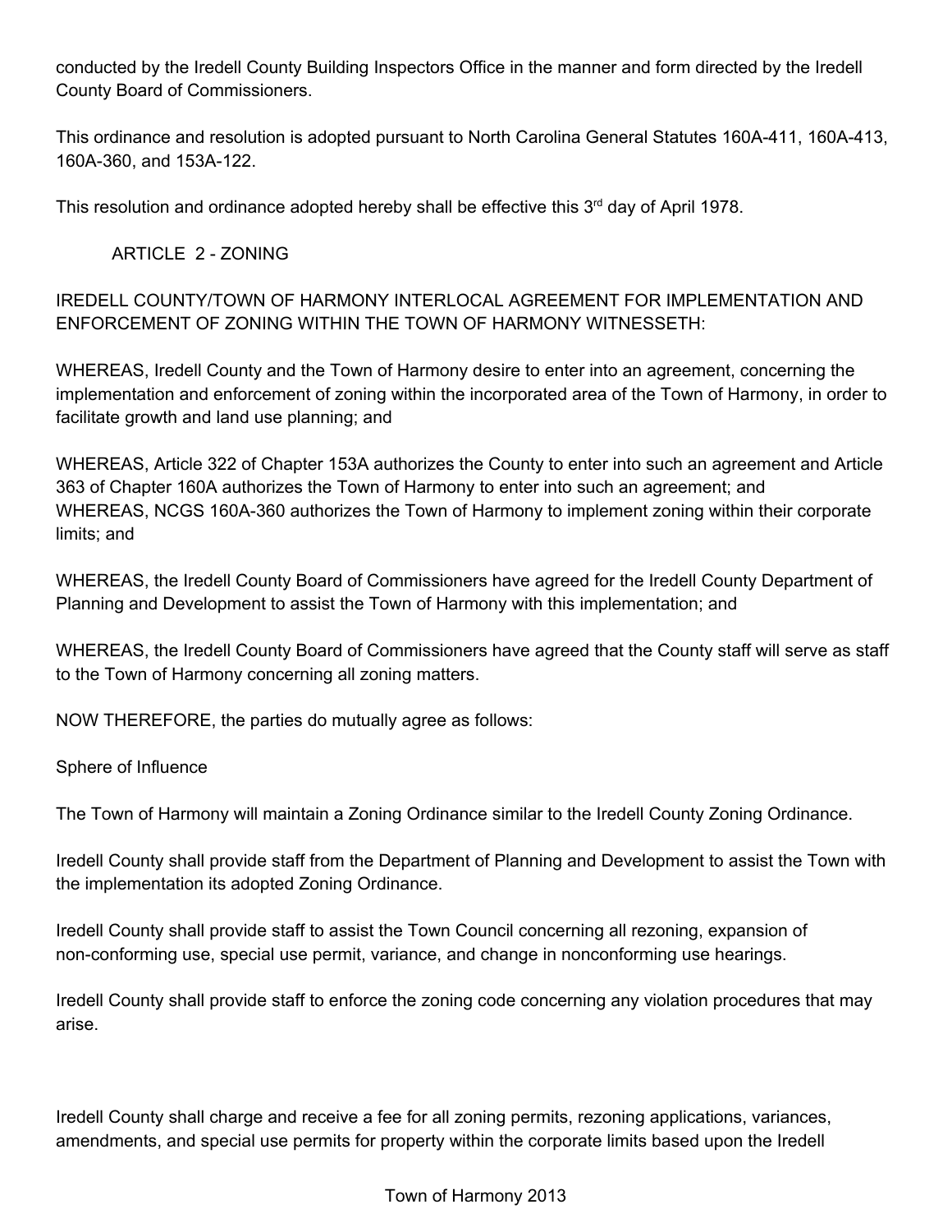conducted by the Iredell County Building Inspectors Office in the manner and form directed by the Iredell County Board of Commissioners.

This ordinance and resolution is adopted pursuant to North Carolina General Statutes 160A-411, 160A-413, 160A-360, and 153A-122.

This resolution and ordinance adopted hereby shall be effective this 3rd day of April 1978.

## ARTICLE 2 - ZONING

IREDELL COUNTY/TOWN OF HARMONY INTERLOCAL AGREEMENT FOR IMPLEMENTATION AND ENFORCEMENT OF ZONING WITHIN THE TOWN OF HARMONY WITNESSETH:

WHEREAS, Iredell County and the Town of Harmony desire to enter into an agreement, concerning the implementation and enforcement of zoning within the incorporated area of the Town of Harmony, in order to facilitate growth and land use planning; and

WHEREAS, Article 322 of Chapter 153A authorizes the County to enter into such an agreement and Article 363 of Chapter 160A authorizes the Town of Harmony to enter into such an agreement; and
WHEREAS, NCGS 160A-360 authorizes the Town of Harmony to implement zoning within their corporate limits; and

WHEREAS, the Iredell County Board of Commissioners have agreed for the Iredell County Department of Planning and Development to assist the Town of Harmony with this implementation; and

WHEREAS, the Iredell County Board of Commissioners have agreed that the County staff will serve as staff to the Town of Harmony concerning all zoning matters.

NOW THEREFORE, the parties do mutually agree as follows:

Sphere of Influence

The Town of Harmony will maintain a Zoning Ordinance similar to the Iredell County Zoning Ordinance.

Iredell County shall provide staff from the Department of Planning and Development to assist the Town with the implementation its adopted Zoning Ordinance.

Iredell County shall provide staff to assist the Town Council concerning all rezoning, expansion of non-conforming use, special use permit, variance, and change in nonconforming use hearings.

Iredell County shall provide staff to enforce the zoning code concerning any violation procedures that may arise.

Iredell County shall charge and receive a fee for all zoning permits, rezoning applications, variances, amendments, and special use permits for property within the corporate limits based upon the Iredell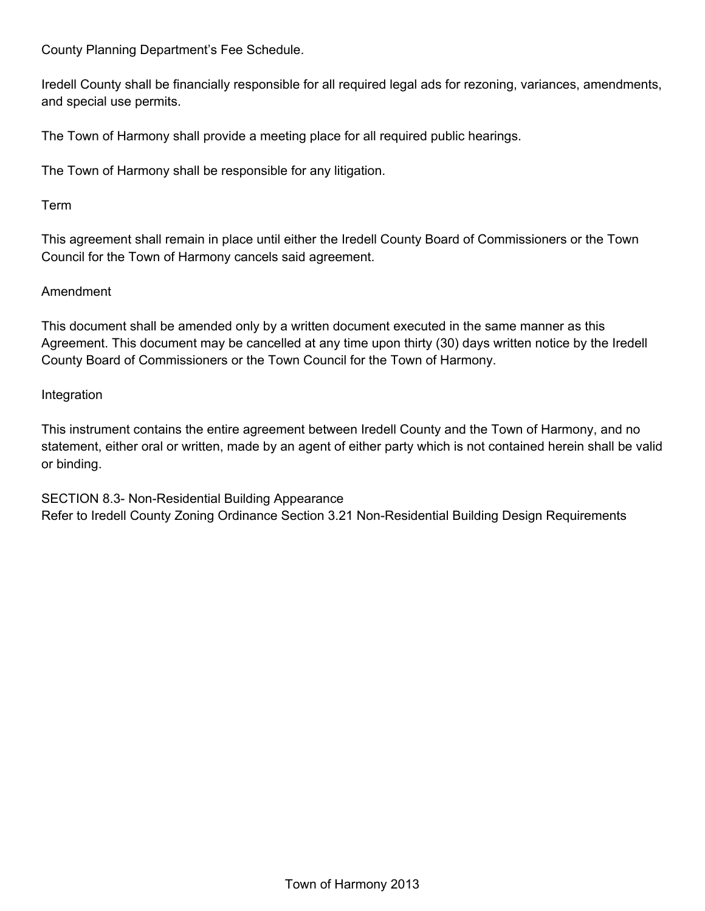County Planning Department's Fee Schedule.

Iredell County shall be financially responsible for all required legal ads for rezoning, variances, amendments, and special use permits.

The Town of Harmony shall provide a meeting place for all required public hearings.

The Town of Harmony shall be responsible for any litigation.

Term

This agreement shall remain in place until either the Iredell County Board of Commissioners or the Town Council for the Town of Harmony cancels said agreement.

Amendment

This document shall be amended only by a written document executed in the same manner as this Agreement. This document may be cancelled at any time upon thirty (30) days written notice by the Iredell County Board of Commissioners or the Town Council for the Town of Harmony.

Integration

This instrument contains the entire agreement between Iredell County and the Town of Harmony, and no statement, either oral or written, made by an agent of either party which is not contained herein shall be valid or binding.

SECTION 8.3- Non-Residential Building Appearance
Refer to Iredell County Zoning Ordinance Section 3.21 Non-Residential Building Design Requirements